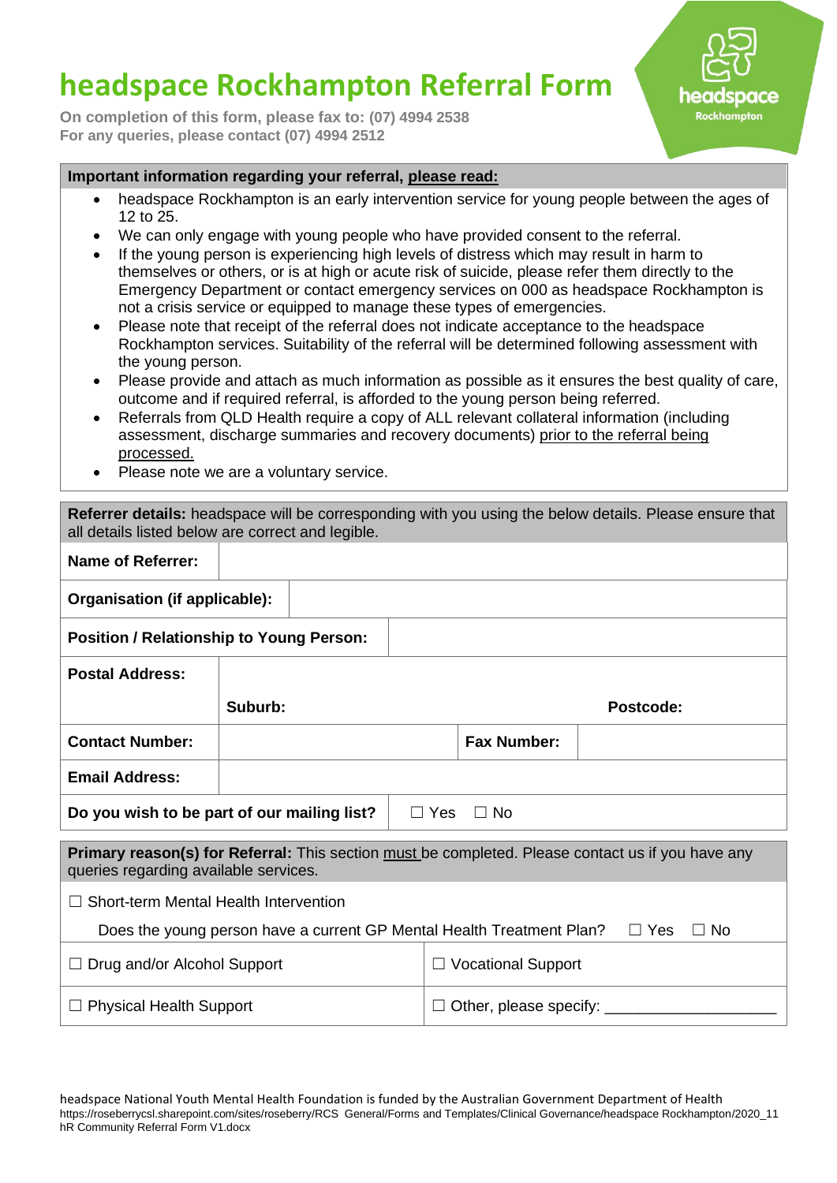# headspace Rockhampton Referral Form

**On completion of this form, please fax to: (07) 4994 2538**
**For any queries, please contact (07) 4994 2512**

headspace
Rockhampton

**Important information regarding your referral, please read:**

- headspace Rockhampton is an early intervention service for young people between the ages of 12 to 25.
- We can only engage with young people who have provided consent to the referral.
- If the young person is experiencing high levels of distress which may result in harm to themselves or others, or is at high or acute risk of suicide, please refer them directly to the Emergency Department or contact emergency services on 000 as headspace Rockhampton is not a crisis service or equipped to manage these types of emergencies.
- Please note that receipt of the referral does not indicate acceptance to the headspace Rockhampton services. Suitability of the referral will be determined following assessment with the young person.
- Please provide and attach as much information as possible as it ensures the best quality of care, outcome and if required referral, is afforded to the young person being referred.
- Referrals from QLD Health require a copy of ALL relevant collateral information (including assessment, discharge summaries and recovery documents) prior to the referral being processed.
- Please note we are a voluntary service.

**Referrer details:** headspace will be corresponding with you using the below details. Please ensure that all details listed below are correct and legible.

| | | | |
|---|---|---|---|
| **Name of Referrer:** | | | |
| **Organisation (if applicable):** | | | |
| **Position / Relationship to Young Person:** | | | |
| **Postal Address:** | | | |
| | **Suburb:** | | **Postcode:** |
| **Contact Number:** | | **Fax Number:** | |
| **Email Address:** | | | |
| **Do you wish to be part of our mailing list?** | ☐ Yes ☐ No | | |

**Primary reason(s) for Referral:** This section must be completed. Please contact us if you have any queries regarding available services.

☐ Short-term Mental Health Intervention

Does the young person have a current GP Mental Health Treatment Plan? ☐ Yes ☐ No

| | |
|---|---|
| ☐ Drug and/or Alcohol Support | ☐ Vocational Support |
| ☐ Physical Health Support | ☐ Other, please specify: ___________________ |

headspace National Youth Mental Health Foundation is funded by the Australian Government Department of Health
https://roseberrycsl.sharepoint.com/sites/roseberry/RCS General/Forms and Templates/Clinical Governance/headspace Rockhampton/2020_11 hR Community Referral Form V1.docx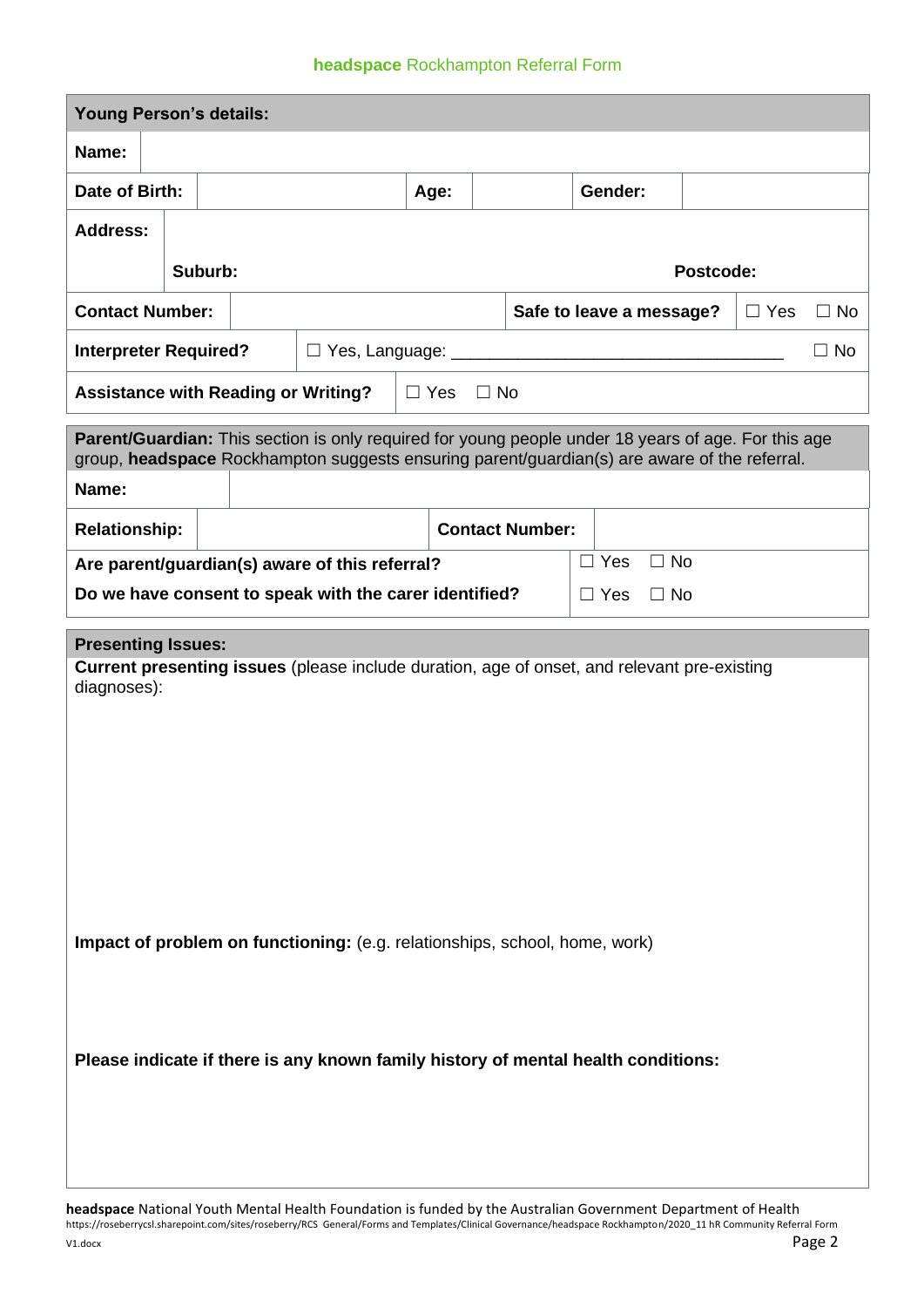**headspace** Rockhampton Referral Form

| **Young Person's details:** | | | | | |
|---|---|---|---|---|---|
| **Name:** | | | | | |
| **Date of Birth:** | | **Age:** | | **Gender:** | |
| **Address:** | | | | | |
| | **Suburb:** | | | **Postcode:** | |
| **Contact Number:** | | | **Safe to leave a message?** | ☐ Yes ☐ No | |
| **Interpreter Required?** | ☐ Yes, Language: ______________________________ | | | | ☐ No |
| **Assistance with Reading or Writing?** | ☐ Yes ☐ No | | | | |

| **Parent/Guardian:** This section is only required for young people under 18 years of age. For this age group, **headspace** Rockhampton suggests ensuring parent/guardian(s) are aware of the referral. | | | |
|---|---|---|---|
| **Name:** | | | |
| **Relationship:** | | **Contact Number:** | |
| **Are parent/guardian(s) aware of this referral?** | | | ☐ Yes ☐ No |
| **Do we have consent to speak with the carer identified?** | | | ☐ Yes ☐ No |

**Presenting Issues:**

**Current presenting issues** (please include duration, age of onset, and relevant pre-existing diagnoses):

**Impact of problem on functioning:** (e.g. relationships, school, home, work)

**Please indicate if there is any known family history of mental health conditions:**

**headspace** National Youth Mental Health Foundation is funded by the Australian Government Department of Health

https://roseberrycsl.sharepoint.com/sites/roseberry/RCS General/Forms and Templates/Clinical Governance/headspace Rockhampton/2020_11 hR Community Referral Form V1.docx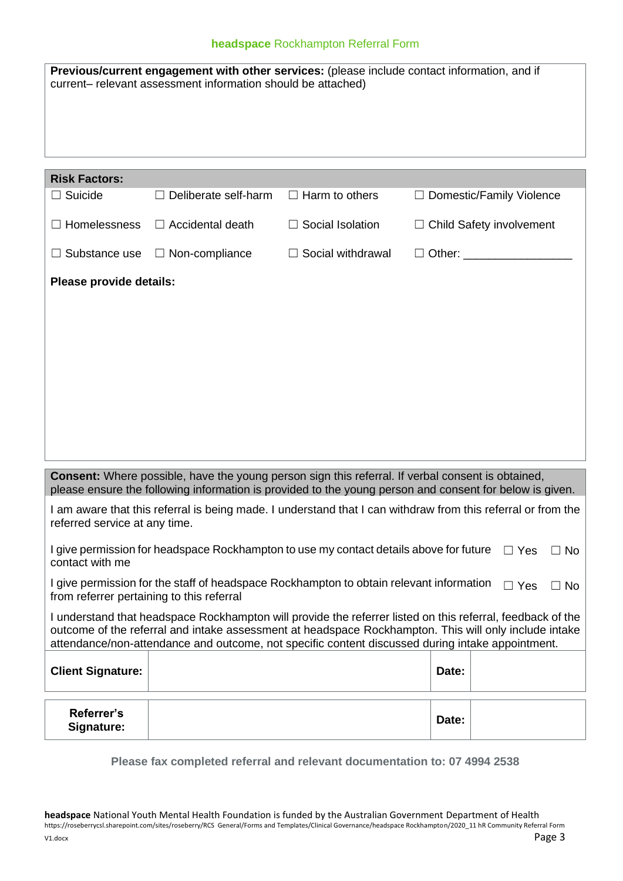**Previous/current engagement with other services:** (please include contact information, and if current– relevant assessment information should be attached)

| **Risk Factors:** | | | |
|---|---|---|---|
| ☐ Suicide | ☐ Deliberate self-harm | ☐ Harm to others | ☐ Domestic/Family Violence |
| ☐ Homelessness | ☐ Accidental death | ☐ Social Isolation | ☐ Child Safety involvement |
| ☐ Substance use | ☐ Non-compliance | ☐ Social withdrawal | ☐ Other: ________________ |

**Please provide details:**

**Consent:** Where possible, have the young person sign this referral. If verbal consent is obtained, please ensure the following information is provided to the young person and consent for below is given.

I am aware that this referral is being made. I understand that I can withdraw from this referral or from the referred service at any time.

| | | |
|---|---|---|
| I give permission for headspace Rockhampton to use my contact details above for future contact with me | ☐ Yes | ☐ No |
| I give permission for the staff of headspace Rockhampton to obtain relevant information from referrer pertaining to this referral | ☐ Yes | ☐ No |

I understand that headspace Rockhampton will provide the referrer listed on this referral, feedback of the outcome of the referral and intake assessment at headspace Rockhampton. This will only include intake attendance/non-attendance and outcome, not specific content discussed during intake appointment.

| | | | |
|---|---|---|---|
| **Client Signature:** | | **Date:** | |
| **Referrer's Signature:** | | **Date:** | |

**Please fax completed referral and relevant documentation to: 07 4994 2538**

**headspace** National Youth Mental Health Foundation is funded by the Australian Government Department of Health